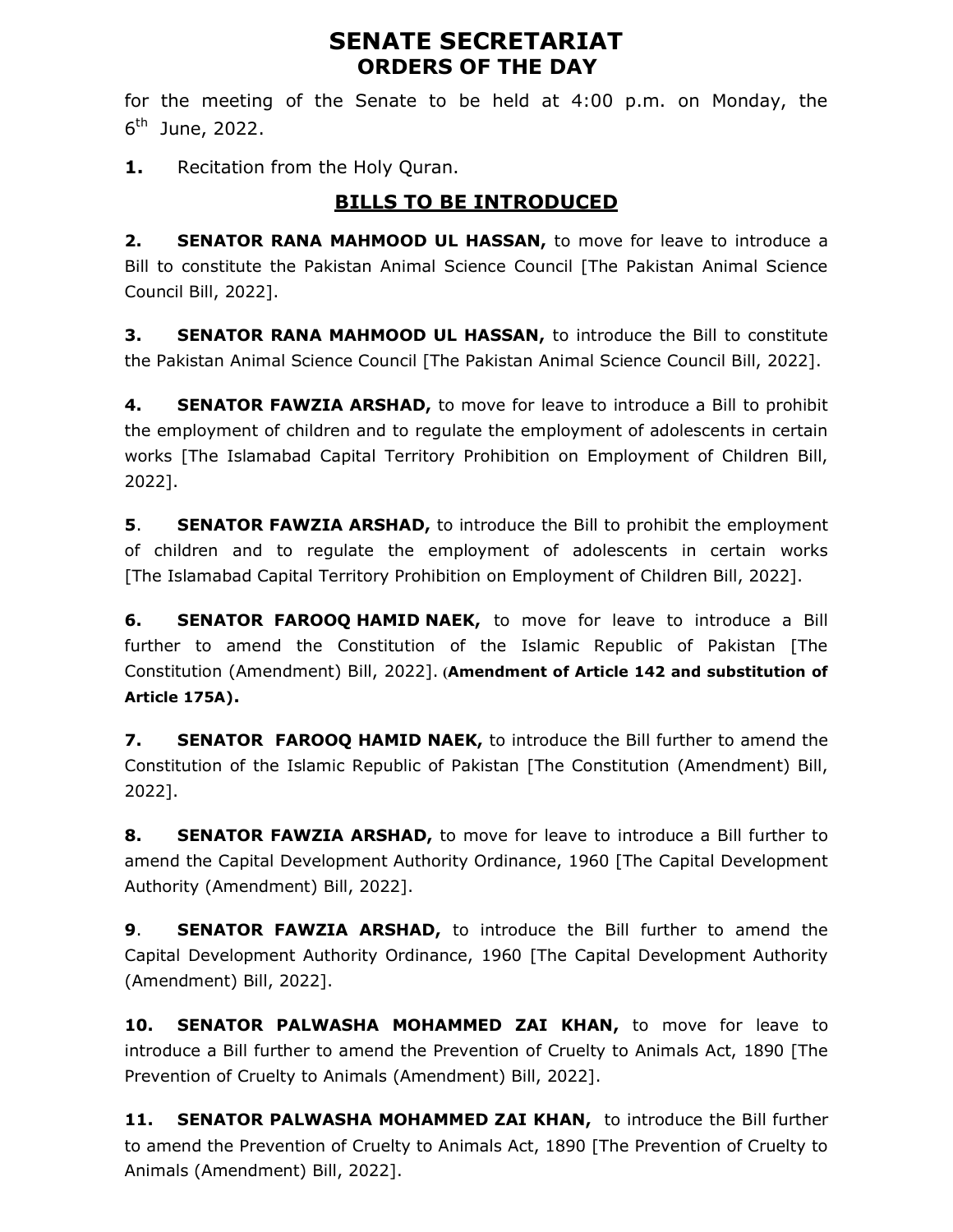# SENATE SECRETARIAT
## ORDERS OF THE DAY

for the meeting of the Senate to be held at 4:00 p.m. on Monday, the 6th June, 2022.

**1.** Recitation from the Holy Quran.

## BILLS TO BE INTRODUCED

**2. SENATOR RANA MAHMOOD UL HASSAN,** to move for leave to introduce a Bill to constitute the Pakistan Animal Science Council [The Pakistan Animal Science Council Bill, 2022].

**3. SENATOR RANA MAHMOOD UL HASSAN,** to introduce the Bill to constitute the Pakistan Animal Science Council [The Pakistan Animal Science Council Bill, 2022].

**4. SENATOR FAWZIA ARSHAD,** to move for leave to introduce a Bill to prohibit the employment of children and to regulate the employment of adolescents in certain works [The Islamabad Capital Territory Prohibition on Employment of Children Bill, 2022].

**5**. **SENATOR FAWZIA ARSHAD,** to introduce the Bill to prohibit the employment of children and to regulate the employment of adolescents in certain works [The Islamabad Capital Territory Prohibition on Employment of Children Bill, 2022].

**6. SENATOR FAROOQ HAMID NAEK,** to move for leave to introduce a Bill further to amend the Constitution of the Islamic Republic of Pakistan [The Constitution (Amendment) Bill, 2022]. **(Amendment of Article 142 and substitution of Article 175A).**

**7. SENATOR FAROOQ HAMID NAEK,** to introduce the Bill further to amend the Constitution of the Islamic Republic of Pakistan [The Constitution (Amendment) Bill, 2022].

**8. SENATOR FAWZIA ARSHAD,** to move for leave to introduce a Bill further to amend the Capital Development Authority Ordinance, 1960 [The Capital Development Authority (Amendment) Bill, 2022].

**9**. **SENATOR FAWZIA ARSHAD,** to introduce the Bill further to amend the Capital Development Authority Ordinance, 1960 [The Capital Development Authority (Amendment) Bill, 2022].

**10. SENATOR PALWASHA MOHAMMED ZAI KHAN,** to move for leave to introduce a Bill further to amend the Prevention of Cruelty to Animals Act, 1890 [The Prevention of Cruelty to Animals (Amendment) Bill, 2022].

**11. SENATOR PALWASHA MOHAMMED ZAI KHAN,** to introduce the Bill further to amend the Prevention of Cruelty to Animals Act, 1890 [The Prevention of Cruelty to Animals (Amendment) Bill, 2022].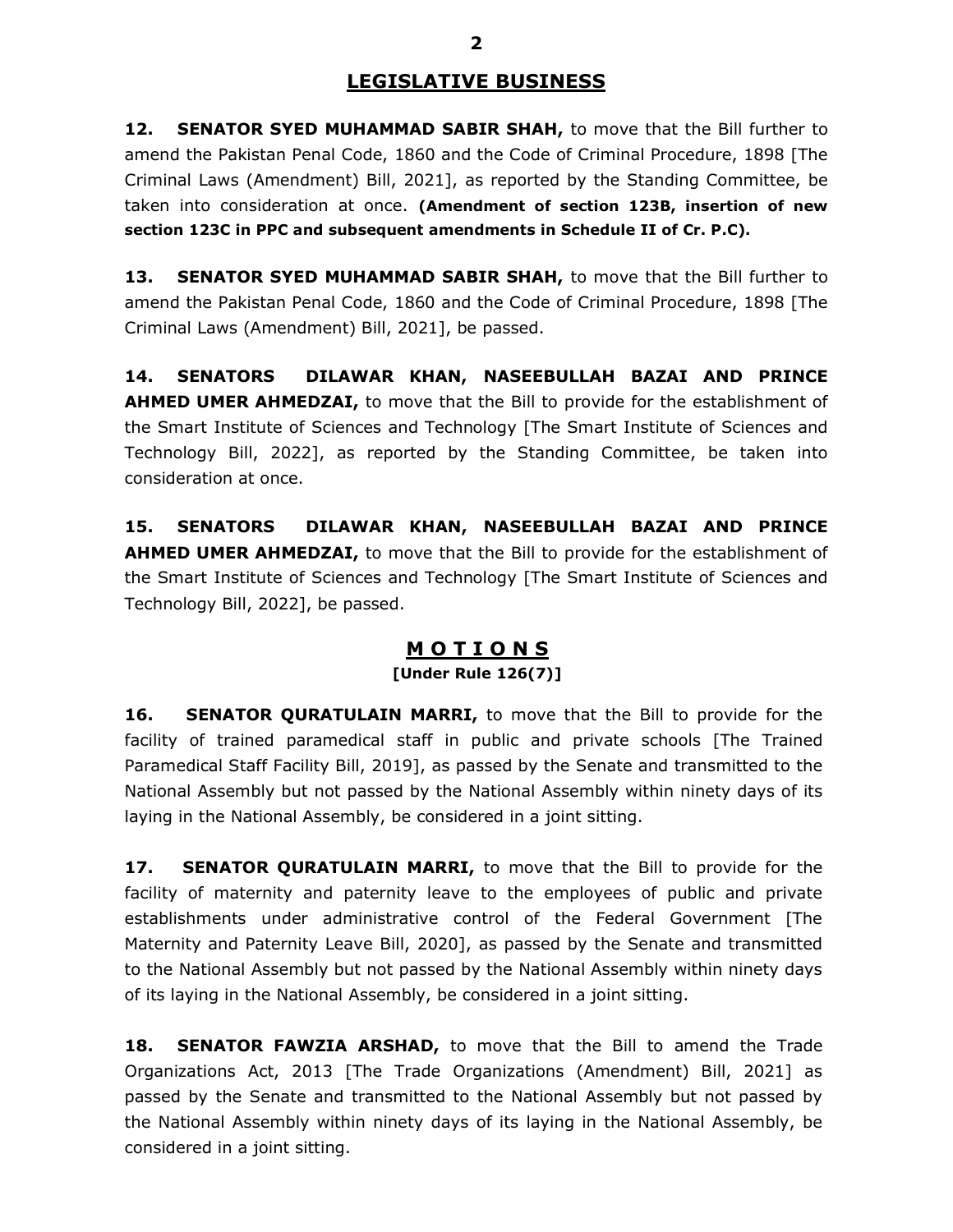## LEGISLATIVE BUSINESS

**12. SENATOR SYED MUHAMMAD SABIR SHAH,** to move that the Bill further to amend the Pakistan Penal Code, 1860 and the Code of Criminal Procedure, 1898 [The Criminal Laws (Amendment) Bill, 2021], as reported by the Standing Committee, be taken into consideration at once. **(Amendment of section 123B, insertion of new section 123C in PPC and subsequent amendments in Schedule II of Cr. P.C).**

**13. SENATOR SYED MUHAMMAD SABIR SHAH,** to move that the Bill further to amend the Pakistan Penal Code, 1860 and the Code of Criminal Procedure, 1898 [The Criminal Laws (Amendment) Bill, 2021], be passed.

**14. SENATORS DILAWAR KHAN, NASEEBULLAH BAZAI AND PRINCE AHMED UMER AHMEDZAI,** to move that the Bill to provide for the establishment of the Smart Institute of Sciences and Technology [The Smart Institute of Sciences and Technology Bill, 2022], as reported by the Standing Committee, be taken into consideration at once.

**15. SENATORS DILAWAR KHAN, NASEEBULLAH BAZAI AND PRINCE AHMED UMER AHMEDZAI,** to move that the Bill to provide for the establishment of the Smart Institute of Sciences and Technology [The Smart Institute of Sciences and Technology Bill, 2022], be passed.

## M O T I O N S

**[Under Rule 126(7)]**

**16. SENATOR QURATULAIN MARRI,** to move that the Bill to provide for the facility of trained paramedical staff in public and private schools [The Trained Paramedical Staff Facility Bill, 2019], as passed by the Senate and transmitted to the National Assembly but not passed by the National Assembly within ninety days of its laying in the National Assembly, be considered in a joint sitting.

**17. SENATOR QURATULAIN MARRI,** to move that the Bill to provide for the facility of maternity and paternity leave to the employees of public and private establishments under administrative control of the Federal Government [The Maternity and Paternity Leave Bill, 2020], as passed by the Senate and transmitted to the National Assembly but not passed by the National Assembly within ninety days of its laying in the National Assembly, be considered in a joint sitting.

**18. SENATOR FAWZIA ARSHAD,** to move that the Bill to amend the Trade Organizations Act, 2013 [The Trade Organizations (Amendment) Bill, 2021] as passed by the Senate and transmitted to the National Assembly but not passed by the National Assembly within ninety days of its laying in the National Assembly, be considered in a joint sitting.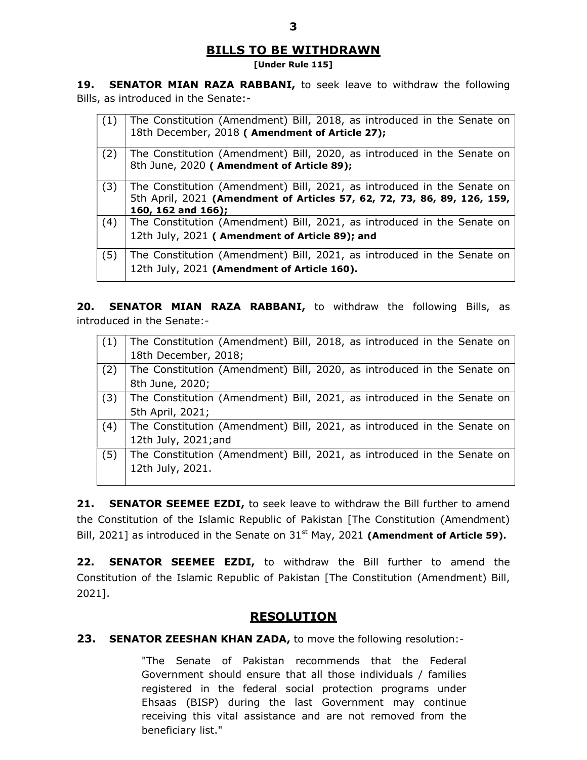## BILLS TO BE WITHDRAWN

**[Under Rule 115]**

**19. SENATOR MIAN RAZA RABBANI,** to seek leave to withdraw the following Bills, as introduced in the Senate:-

| | |
|---|---|
| (1) | The Constitution (Amendment) Bill, 2018, as introduced in the Senate on 18th December, 2018 **( Amendment of Article 27);** |
| (2) | The Constitution (Amendment) Bill, 2020, as introduced in the Senate on 8th June, 2020 **( Amendment of Article 89);** |
| (3) | The Constitution (Amendment) Bill, 2021, as introduced in the Senate on 5th April, 2021 **(Amendment of Articles 57, 62, 72, 73, 86, 89, 126, 159, 160, 162 and 166);** |
| (4) | The Constitution (Amendment) Bill, 2021, as introduced in the Senate on 12th July, 2021 **( Amendment of Article 89); and** |
| (5) | The Constitution (Amendment) Bill, 2021, as introduced in the Senate on 12th July, 2021 **(Amendment of Article 160).** |

**20. SENATOR MIAN RAZA RABBANI,** to withdraw the following Bills, as introduced in the Senate:-

| | |
|---|---|
| (1) | The Constitution (Amendment) Bill, 2018, as introduced in the Senate on 18th December, 2018; |
| (2) | The Constitution (Amendment) Bill, 2020, as introduced in the Senate on 8th June, 2020; |
| (3) | The Constitution (Amendment) Bill, 2021, as introduced in the Senate on 5th April, 2021; |
| (4) | The Constitution (Amendment) Bill, 2021, as introduced in the Senate on 12th July, 2021;and |
| (5) | The Constitution (Amendment) Bill, 2021, as introduced in the Senate on 12th July, 2021. |

**21. SENATOR SEEMEE EZDI,** to seek leave to withdraw the Bill further to amend the Constitution of the Islamic Republic of Pakistan [The Constitution (Amendment) Bill, 2021] as introduced in the Senate on 31st May, 2021 **(Amendment of Article 59).**

**22. SENATOR SEEMEE EZDI,** to withdraw the Bill further to amend the Constitution of the Islamic Republic of Pakistan [The Constitution (Amendment) Bill, 2021].

## RESOLUTION

**23. SENATOR ZEESHAN KHAN ZADA,** to move the following resolution:-

> "The Senate of Pakistan recommends that the Federal Government should ensure that all those individuals / families registered in the federal social protection programs under Ehsaas (BISP) during the last Government may continue receiving this vital assistance and are not removed from the beneficiary list."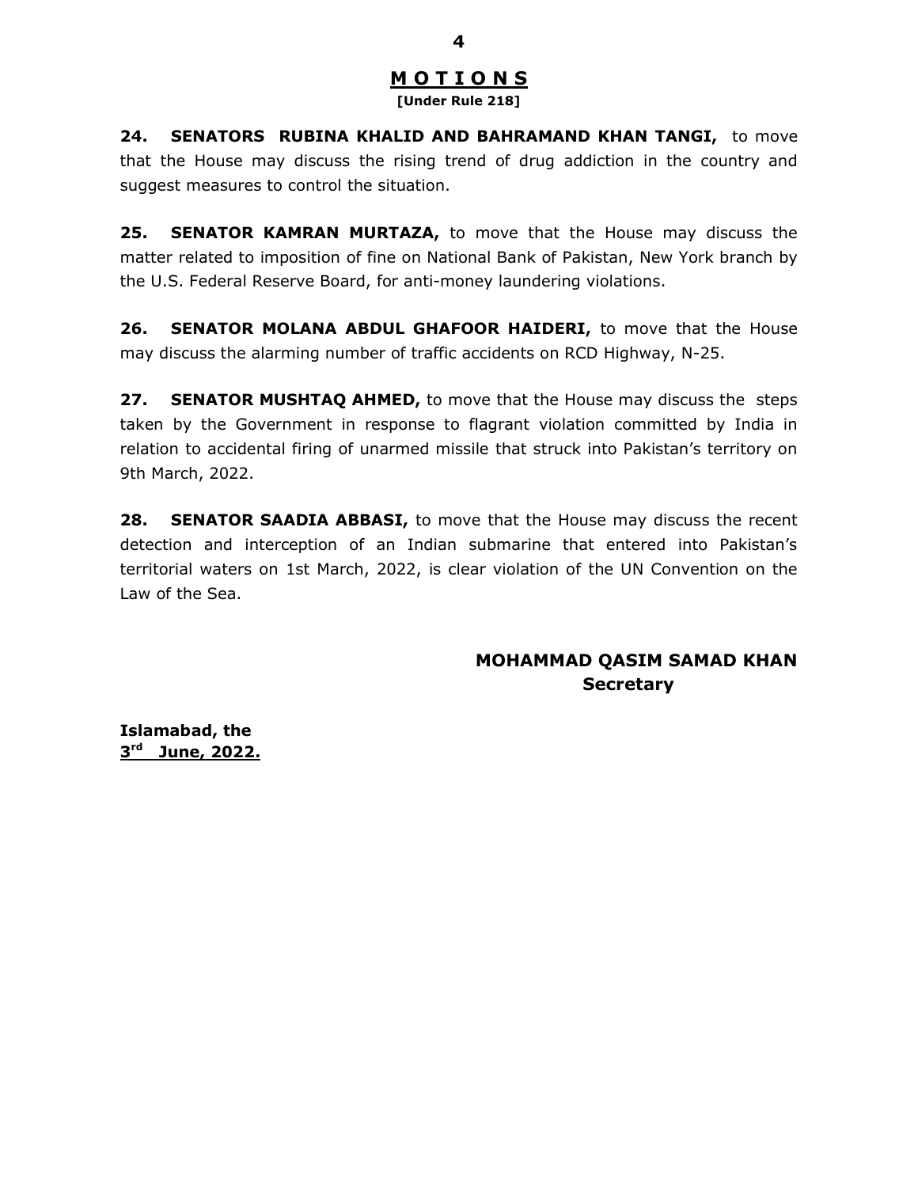## M O T I O N S

**[Under Rule 218]**

**24. SENATORS RUBINA KHALID AND BAHRAMAND KHAN TANGI,** to move that the House may discuss the rising trend of drug addiction in the country and suggest measures to control the situation.

**25. SENATOR KAMRAN MURTAZA,** to move that the House may discuss the matter related to imposition of fine on National Bank of Pakistan, New York branch by the U.S. Federal Reserve Board, for anti-money laundering violations.

**26. SENATOR MOLANA ABDUL GHAFOOR HAIDERI,** to move that the House may discuss the alarming number of traffic accidents on RCD Highway, N-25.

**27. SENATOR MUSHTAQ AHMED,** to move that the House may discuss the steps taken by the Government in response to flagrant violation committed by India in relation to accidental firing of unarmed missile that struck into Pakistan's territory on 9th March, 2022.

**28. SENATOR SAADIA ABBASI,** to move that the House may discuss the recent detection and interception of an Indian submarine that entered into Pakistan's territorial waters on 1st March, 2022, is clear violation of the UN Convention on the Law of the Sea.

**MOHAMMAD QASIM SAMAD KHAN**
**Secretary**

**Islamabad, the**
**3rd June, 2022.**